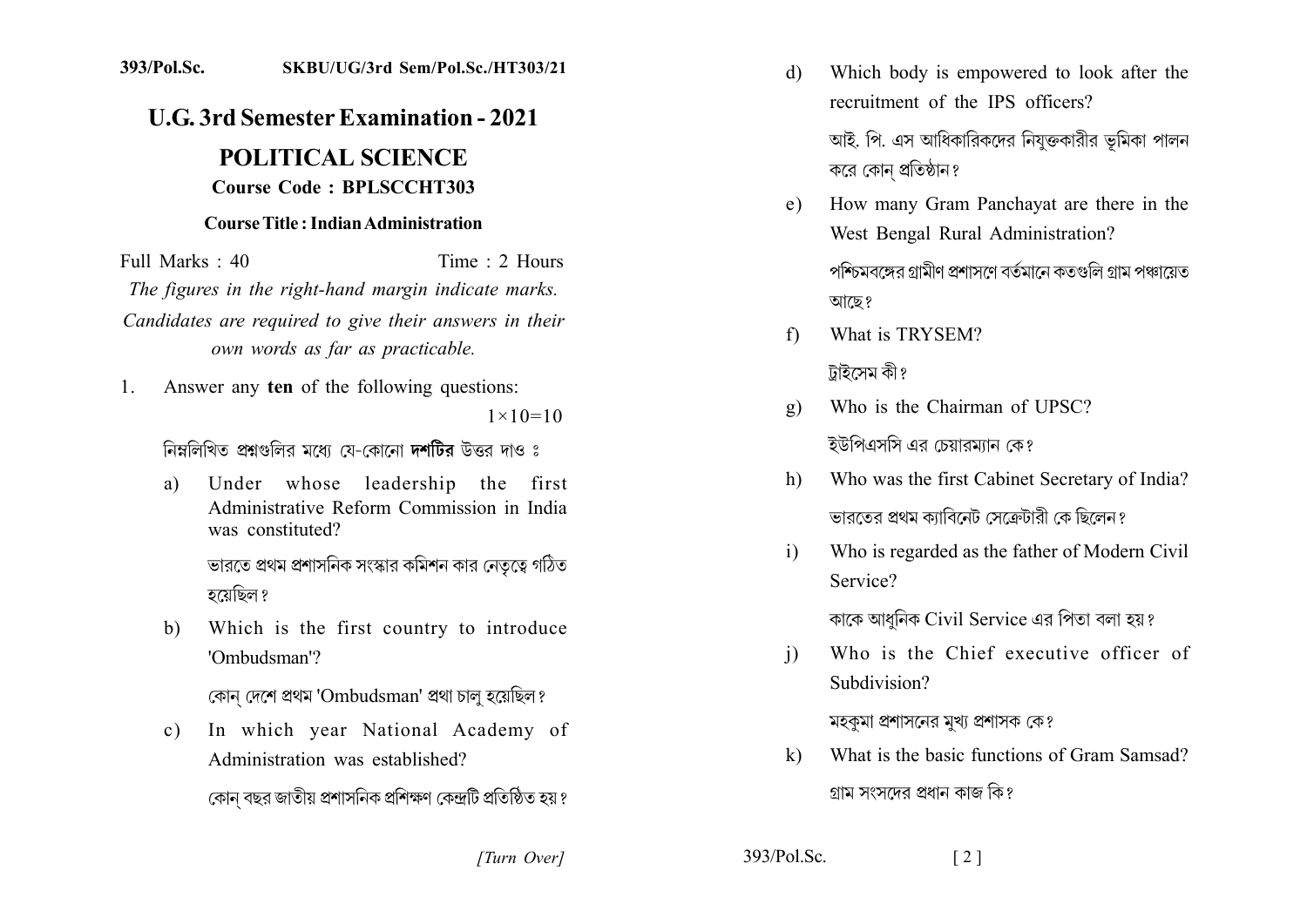393/Pol.Sc. SKBU/UG/3rd Sem/Pol.Sc./HT303/21

# U.G. 3rd Semester Examination - 2021

## POLITICAL SCIENCE

**Course Code : BPLSCCHT303**

**Course Title : Indian Administration**

Full Marks : 40 Time : 2 Hours

*The figures in the right-hand margin indicate marks.*

*Candidates are required to give their answers in their own words as far as practicable.*

1. Answer any **ten** of the following questions: $1 \times 10 = 10$

   নিম্নলিখিত প্রশ্নগুলির মধ্যে যে-কোনো **দশটির** উত্তর দাও :

   a) Under whose leadership the first Administrative Reform Commission in India was constituted?

      ভারতে প্রথম প্রশাসনিক সংস্কার কমিশন কার নেতৃত্বে গঠিত হয়েছিল?

   b) Which is the first country to introduce 'Ombudsman'?

      কোন্ দেশে প্রথম 'Ombudsman' প্রথা চালু হয়েছিল?

   c) In which year National Academy of Administration was established?

      কোন্ বছর জাতীয় প্রশাসনিক প্রশিক্ষণ কেন্দ্রটি প্রতিষ্ঠিত হয়?

   d) Which body is empowered to look after the recruitment of the IPS officers?

      আই. পি. এস আধিকারিকদের নিযুক্তকারীর ভূমিকা পালন করে কোন্ প্রতিষ্ঠান?

   e) How many Gram Panchayat are there in the West Bengal Rural Administration?

      পশ্চিমবঙ্গের গ্রামীণ প্রশাসণে বর্তমানে কতগুলি গ্রাম পঞ্চায়েত আছে?

   f) What is TRYSEM?

      ট্রাইসেম কী?

   g) Who is the Chairman of UPSC?

      ইউপিএসসি এর চেয়ারম্যান কে?

   h) Who was the first Cabinet Secretary of India?

      ভারতের প্রথম ক্যাবিনেট সেক্রেটারী কে ছিলেন?

   i) Who is regarded as the father of Modern Civil Service?

      কাকে আধুনিক Civil Service এর পিতা বলা হয়?

   j) Who is the Chief executive officer of Subdivision?

      মহকুমা প্রশাসনের মুখ্য প্রশাসক কে?

   k) What is the basic functions of Gram Samsad?

      গ্রাম সংসদের প্রধান কাজ কি?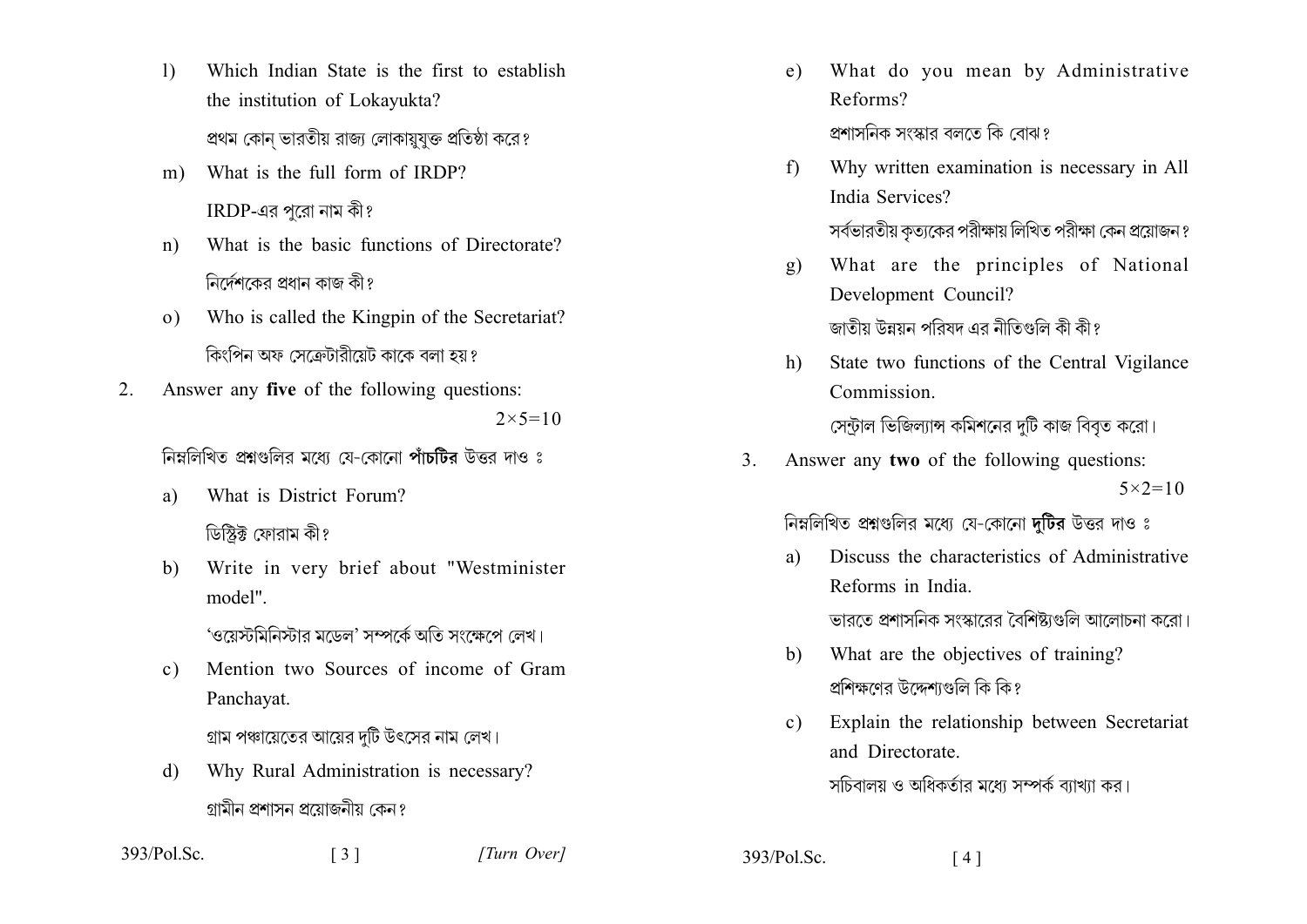l) Which Indian State is the first to establish the institution of Lokayukta?

প্রথম কোন্ ভারতীয় রাজ্য লোকায়ুক্ত প্রতিষ্ঠা করে?

m) What is the full form of IRDP?

IRDP-এর পুরো নাম কী?

n) What is the basic functions of Directorate?

নির্দেশকের প্রধান কাজ কী?

o) Who is called the Kingpin of the Secretariat?

কিংপিন অফ সেক্রেটারীয়েট কাকে বলা হয়?

2. Answer any **five** of the following questions: $2\times5=10$

নিম্নলিখিত প্রশ্নগুলির মধ্যে যে-কোনো **পাঁচটির** উত্তর দাও ঃ

a) What is District Forum?

ডিস্ট্রিক্ট ফোরাম কী?

b) Write in very brief about "Westminister model".

'ওয়েস্টমিনিস্টার মডেল' সম্পর্কে অতি সংক্ষেপে লেখ।

c) Mention two Sources of income of Gram Panchayat.

গ্রাম পঞ্চায়েতের আয়ের দুটি উৎসের নাম লেখ।

d) Why Rural Administration is necessary?

গ্রামীন প্রশাসন প্রয়োজনীয় কেন?

e) What do you mean by Administrative Reforms?

প্রশাসনিক সংস্কার বলতে কি বোঝ?

f) Why written examination is necessary in All India Services?

সর্বভারতীয় কৃত্যকের পরীক্ষায় লিখিত পরীক্ষা কেন প্রয়োজন?

g) What are the principles of National Development Council?

জাতীয় উন্নয়ন পরিষদ এর নীতিগুলি কী কী?

h) State two functions of the Central Vigilance Commission.

সেন্ট্রাল ভিজিল্যান্স কমিশনের দুটি কাজ বিবৃত করো।

3. Answer any **two** of the following questions: $5\times2=10$

নিম্নলিখিত প্রশ্নগুলির মধ্যে যে-কোনো **দুটির** উত্তর দাও ঃ

a) Discuss the characteristics of Administrative Reforms in India.

ভারতে প্রশাসনিক সংস্কারের বৈশিষ্ট্যগুলি আলোচনা করো।

b) What are the objectives of training?

প্রশিক্ষণের উদ্দেশ্যগুলি কি কি?

c) Explain the relationship between Secretariat and Directorate.

সচিবালয় ও অধিকর্তার মধ্যে সম্পর্ক ব্যাখ্যা কর।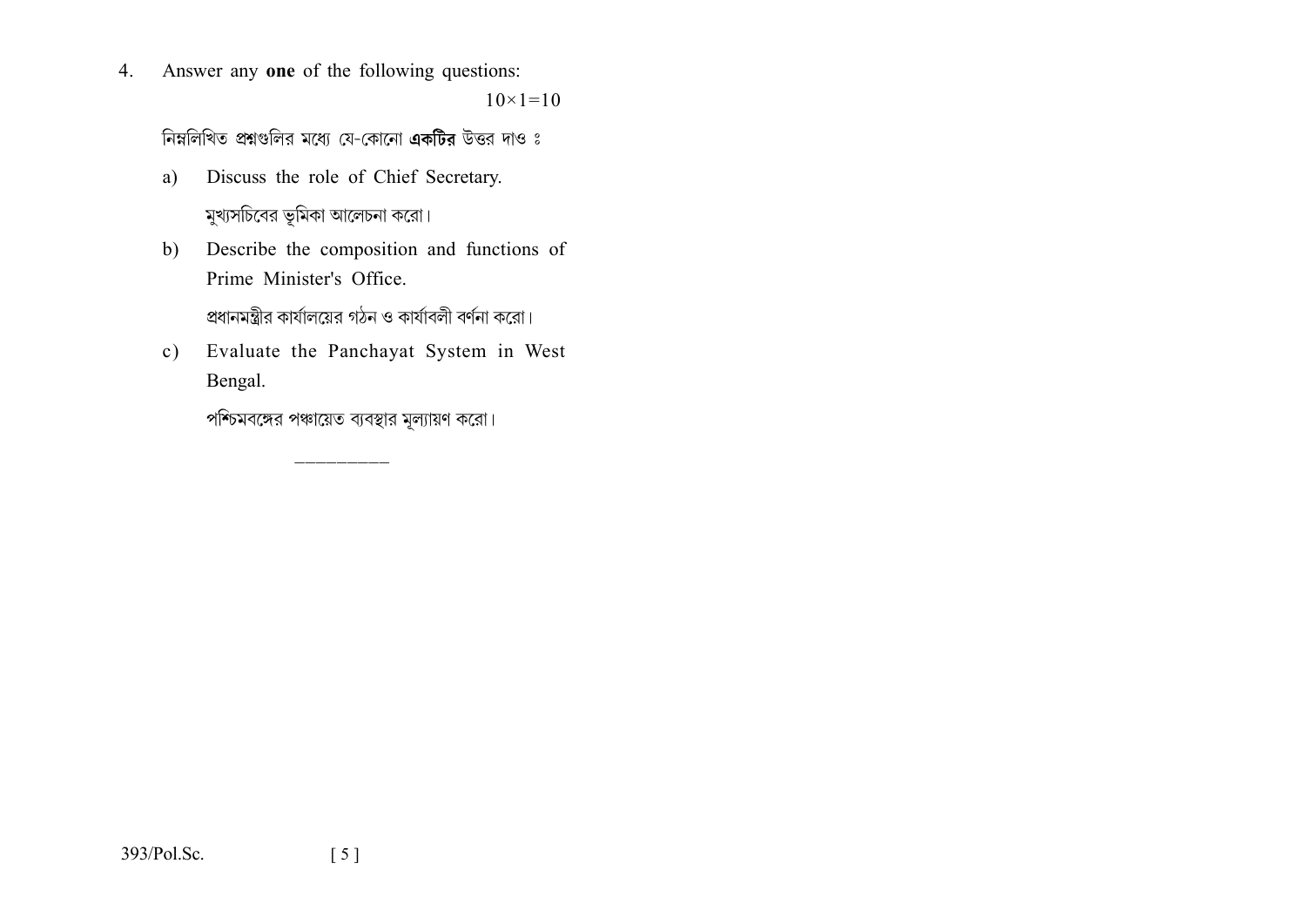4. Answer any **one** of the following questions:

$10\times1=10$

নিম্নলিখিত প্রশ্নগুলির মধ্যে যে-কোনো **একটির** উত্তর দাও ঃ

a) Discuss the role of Chief Secretary.

মুখ্যসচিবের ভূমিকা আলোচনা করো।

b) Describe the composition and functions of Prime Minister's Office.

প্রধানমন্ত্রীর কার্যালয়ের গঠন ও কার্যাবলী বর্ণনা করো।

c) Evaluate the Panchayat System in West Bengal.

পশ্চিমবঙ্গের পঞ্চায়েত ব্যবস্থার মূল্যায়ণ করো।

———————